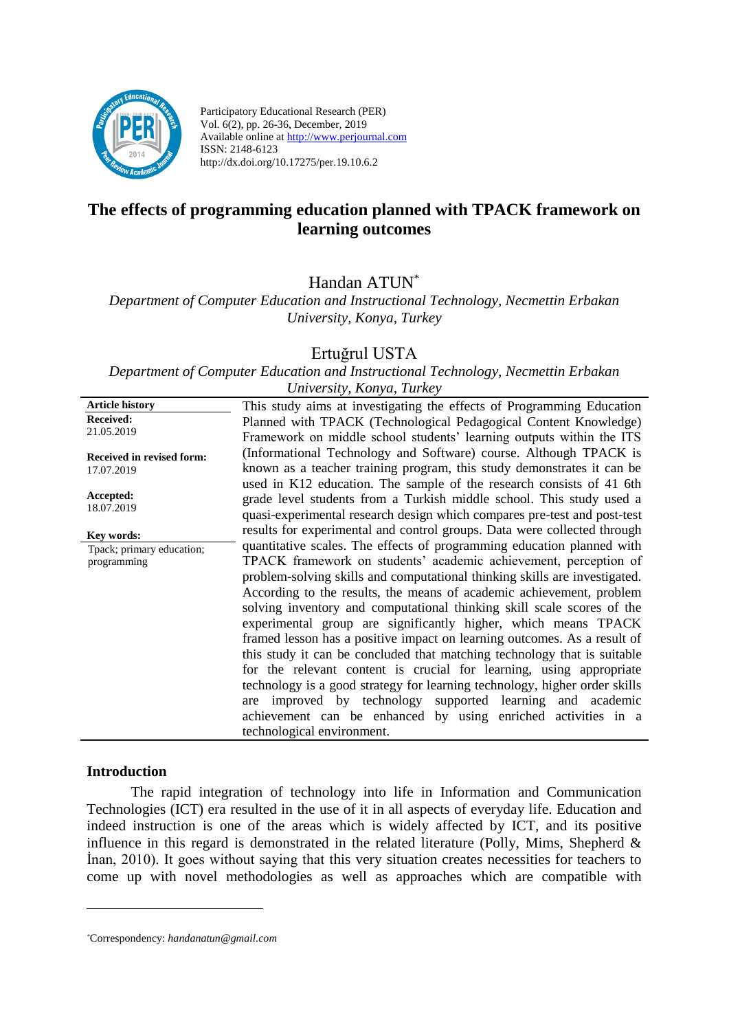Participatory Educational Research (PER)
Vol. 6(2), pp. 26-36, December, 2019
Available online at http://www.perjournal.com
ISSN: 2148-6123
http://dx.doi.org/10.17275/per.19.10.6.2

# The effects of programming education planned with TPACK framework on learning outcomes

Handan ATUN*

*Department of Computer Education and Instructional Technology, Necmettin Erbakan University, Konya, Turkey*

Ertuğrul USTA

*Department of Computer Education and Instructional Technology, Necmettin Erbakan University, Konya, Turkey*

**Article history**

**Received:**
21.05.2019

**Received in revised form:**
17.07.2019

**Accepted:**
18.07.2019

**Key words:**
Tpack; primary education; programming

This study aims at investigating the effects of Programming Education Planned with TPACK (Technological Pedagogical Content Knowledge) Framework on middle school students' learning outputs within the ITS (Informational Technology and Software) course. Although TPACK is known as a teacher training program, this study demonstrates it can be used in K12 education. The sample of the research consists of 41 6th grade level students from a Turkish middle school. This study used a quasi-experimental research design which compares pre-test and post-test results for experimental and control groups. Data were collected through quantitative scales. The effects of programming education planned with TPACK framework on students' academic achievement, perception of problem-solving skills and computational thinking skills are investigated. According to the results, the means of academic achievement, problem solving inventory and computational thinking skill scale scores of the experimental group are significantly higher, which means TPACK framed lesson has a positive impact on learning outcomes. As a result of this study it can be concluded that matching technology that is suitable for the relevant content is crucial for learning, using appropriate technology is a good strategy for learning technology, higher order skills are improved by technology supported learning and academic achievement can be enhanced by using enriched activities in a technological environment.

## Introduction

The rapid integration of technology into life in Information and Communication Technologies (ICT) era resulted in the use of it in all aspects of everyday life. Education and indeed instruction is one of the areas which is widely affected by ICT, and its positive influence in this regard is demonstrated in the related literature (Polly, Mims, Shepherd & İnan, 2010). It goes without saying that this very situation creates necessities for teachers to come up with novel methodologies as well as approaches which are compatible with

---

*Correspondency: *handanatun@gmail.com*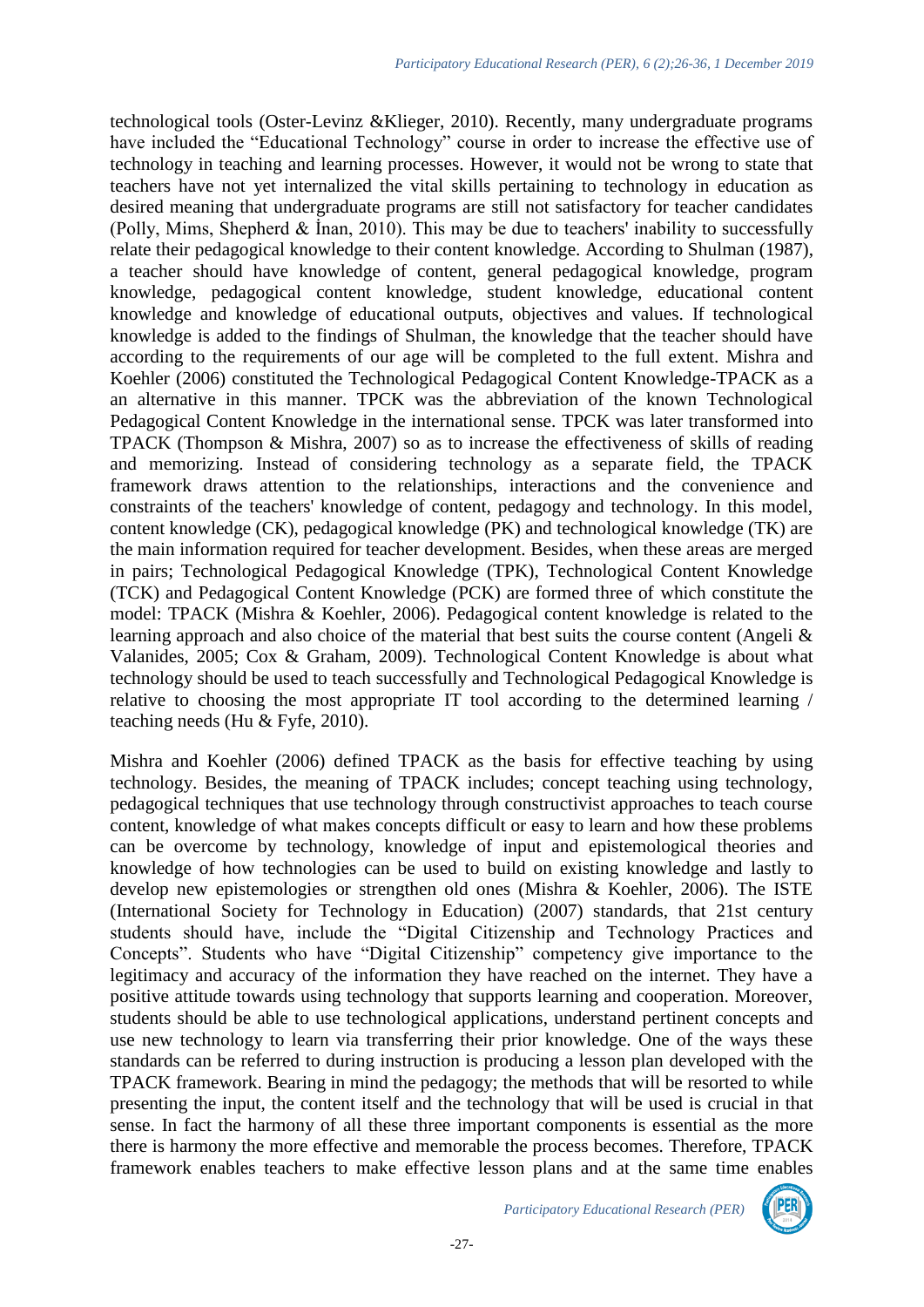technological tools (Oster-Levinz &Klieger, 2010). Recently, many undergraduate programs have included the "Educational Technology" course in order to increase the effective use of technology in teaching and learning processes. However, it would not be wrong to state that teachers have not yet internalized the vital skills pertaining to technology in education as desired meaning that undergraduate programs are still not satisfactory for teacher candidates (Polly, Mims, Shepherd & İnan, 2010). This may be due to teachers' inability to successfully relate their pedagogical knowledge to their content knowledge. According to Shulman (1987), a teacher should have knowledge of content, general pedagogical knowledge, program knowledge, pedagogical content knowledge, student knowledge, educational content knowledge and knowledge of educational outputs, objectives and values. If technological knowledge is added to the findings of Shulman, the knowledge that the teacher should have according to the requirements of our age will be completed to the full extent. Mishra and Koehler (2006) constituted the Technological Pedagogical Content Knowledge-TPACK as a an alternative in this manner. TPCK was the abbreviation of the known Technological Pedagogical Content Knowledge in the international sense. TPCK was later transformed into TPACK (Thompson & Mishra, 2007) so as to increase the effectiveness of skills of reading and memorizing. Instead of considering technology as a separate field, the TPACK framework draws attention to the relationships, interactions and the convenience and constraints of the teachers' knowledge of content, pedagogy and technology. In this model, content knowledge (CK), pedagogical knowledge (PK) and technological knowledge (TK) are the main information required for teacher development. Besides, when these areas are merged in pairs; Technological Pedagogical Knowledge (TPK), Technological Content Knowledge (TCK) and Pedagogical Content Knowledge (PCK) are formed three of which constitute the model: TPACK (Mishra & Koehler, 2006). Pedagogical content knowledge is related to the learning approach and also choice of the material that best suits the course content (Angeli & Valanides, 2005; Cox & Graham, 2009). Technological Content Knowledge is about what technology should be used to teach successfully and Technological Pedagogical Knowledge is relative to choosing the most appropriate IT tool according to the determined learning / teaching needs (Hu & Fyfe, 2010).

Mishra and Koehler (2006) defined TPACK as the basis for effective teaching by using technology. Besides, the meaning of TPACK includes; concept teaching using technology, pedagogical techniques that use technology through constructivist approaches to teach course content, knowledge of what makes concepts difficult or easy to learn and how these problems can be overcome by technology, knowledge of input and epistemological theories and knowledge of how technologies can be used to build on existing knowledge and lastly to develop new epistemologies or strengthen old ones (Mishra & Koehler, 2006). The ISTE (International Society for Technology in Education) (2007) standards, that 21st century students should have, include the "Digital Citizenship and Technology Practices and Concepts". Students who have "Digital Citizenship" competency give importance to the legitimacy and accuracy of the information they have reached on the internet. They have a positive attitude towards using technology that supports learning and cooperation. Moreover, students should be able to use technological applications, understand pertinent concepts and use new technology to learn via transferring their prior knowledge. One of the ways these standards can be referred to during instruction is producing a lesson plan developed with the TPACK framework. Bearing in mind the pedagogy; the methods that will be resorted to while presenting the input, the content itself and the technology that will be used is crucial in that sense. In fact the harmony of all these three important components is essential as the more there is harmony the more effective and memorable the process becomes. Therefore, TPACK framework enables teachers to make effective lesson plans and at the same time enables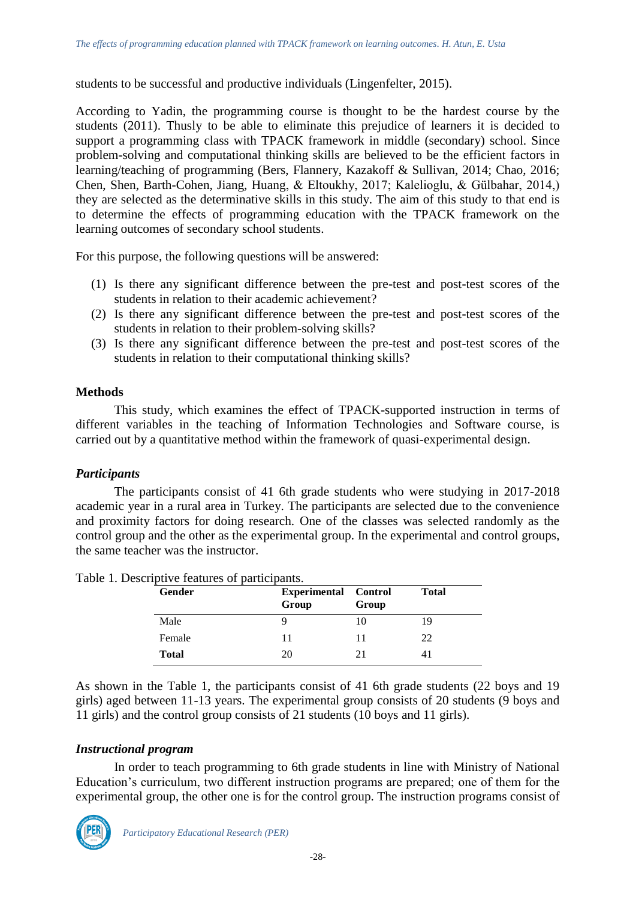students to be successful and productive individuals (Lingenfelter, 2015).

According to Yadin, the programming course is thought to be the hardest course by the students (2011). Thusly to be able to eliminate this prejudice of learners it is decided to support a programming class with TPACK framework in middle (secondary) school. Since problem-solving and computational thinking skills are believed to be the efficient factors in learning/teaching of programming (Bers, Flannery, Kazakoff & Sullivan, 2014; Chao, 2016; Chen, Shen, Barth-Cohen, Jiang, Huang, & Eltoukhy, 2017; Kalelioglu, & Gülbahar, 2014,) they are selected as the determinative skills in this study. The aim of this study to that end is to determine the effects of programming education with the TPACK framework on the learning outcomes of secondary school students.

For this purpose, the following questions will be answered:

(1) Is there any significant difference between the pre-test and post-test scores of the students in relation to their academic achievement?
(2) Is there any significant difference between the pre-test and post-test scores of the students in relation to their problem-solving skills?
(3) Is there any significant difference between the pre-test and post-test scores of the students in relation to their computational thinking skills?

## Methods

This study, which examines the effect of TPACK-supported instruction in terms of different variables in the teaching of Information Technologies and Software course, is carried out by a quantitative method within the framework of quasi-experimental design.

### *Participants*

The participants consist of 41 6th grade students who were studying in 2017-2018 academic year in a rural area in Turkey. The participants are selected due to the convenience and proximity factors for doing research. One of the classes was selected randomly as the control group and the other as the experimental group. In the experimental and control groups, the same teacher was the instructor.

Table 1. Descriptive features of participants.

| **Gender** | **Experimental Group** | **Control Group** | **Total** |
|---|---|---|---|
| Male | 9 | 10 | 19 |
| Female | 11 | 11 | 22 |
| **Total** | 20 | 21 | 41 |

As shown in the Table 1, the participants consist of 41 6th grade students (22 boys and 19 girls) aged between 11-13 years. The experimental group consists of 20 students (9 boys and 11 girls) and the control group consists of 21 students (10 boys and 11 girls).

### *Instructional program*

In order to teach programming to 6th grade students in line with Ministry of National Education's curriculum, two different instruction programs are prepared; one of them for the experimental group, the other one is for the control group. The instruction programs consist of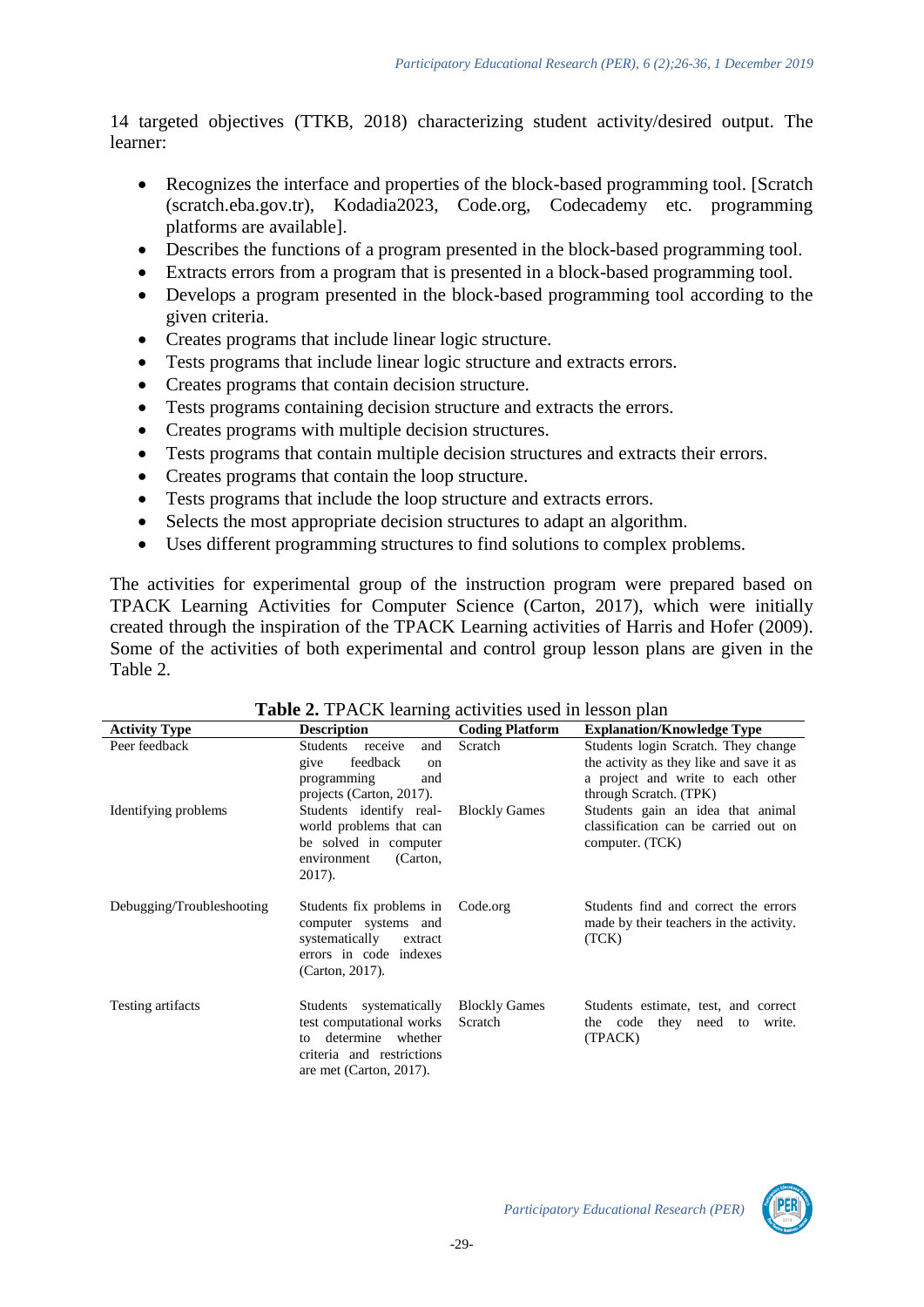14 targeted objectives (TTKB, 2018) characterizing student activity/desired output. The learner:

- Recognizes the interface and properties of the block-based programming tool. [Scratch (scratch.eba.gov.tr), Kodadia2023, Code.org, Codecademy etc. programming platforms are available].
- Describes the functions of a program presented in the block-based programming tool.
- Extracts errors from a program that is presented in a block-based programming tool.
- Develops a program presented in the block-based programming tool according to the given criteria.
- Creates programs that include linear logic structure.
- Tests programs that include linear logic structure and extracts errors.
- Creates programs that contain decision structure.
- Tests programs containing decision structure and extracts the errors.
- Creates programs with multiple decision structures.
- Tests programs that contain multiple decision structures and extracts their errors.
- Creates programs that contain the loop structure.
- Tests programs that include the loop structure and extracts errors.
- Selects the most appropriate decision structures to adapt an algorithm.
- Uses different programming structures to find solutions to complex problems.

The activities for experimental group of the instruction program were prepared based on TPACK Learning Activities for Computer Science (Carton, 2017), which were initially created through the inspiration of the TPACK Learning activities of Harris and Hofer (2009). Some of the activities of both experimental and control group lesson plans are given in the Table 2.

**Table 2.** TPACK learning activities used in lesson plan

| Activity Type | Description | Coding Platform | Explanation/Knowledge Type |
|---|---|---|---|
| Peer feedback | Students receive and give feedback on programming and projects (Carton, 2017). | Scratch | Students login Scratch. They change the activity as they like and save it as a project and write to each other through Scratch. (TPK) |
| Identifying problems | Students identify real-world problems that can be solved in computer environment (Carton, 2017). | Blockly Games | Students gain an idea that animal classification can be carried out on computer. (TCK) |
| Debugging/Troubleshooting | Students fix problems in computer systems and systematically extract errors in code indexes (Carton, 2017). | Code.org | Students find and correct the errors made by their teachers in the activity. (TCK) |
| Testing artifacts | Students systematically test computational works to determine whether criteria and restrictions are met (Carton, 2017). | Blockly Games Scratch | Students estimate, test, and correct the code they need to write. (TPACK) |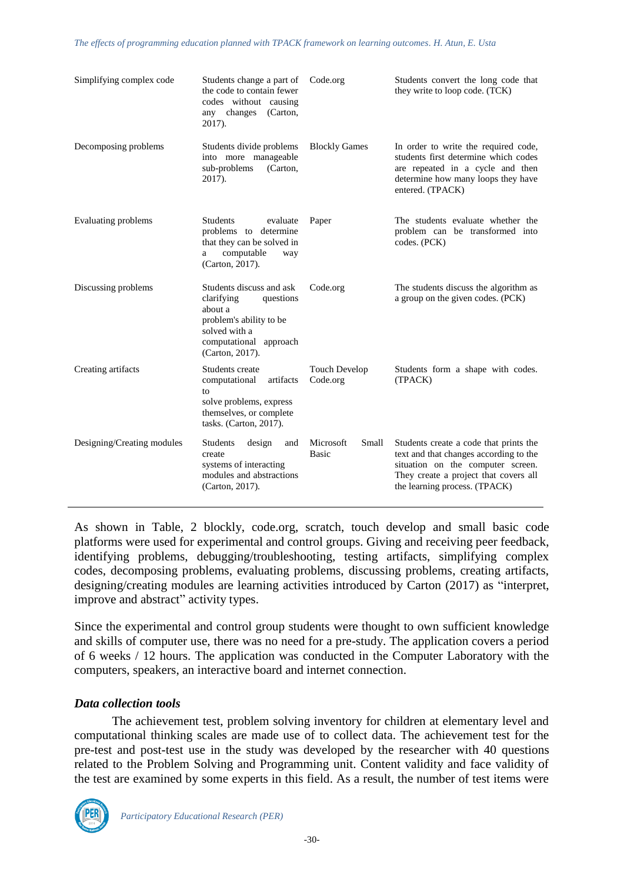| Simplifying complex code | Students change a part of the code to contain fewer codes without causing any changes (Carton, 2017). | Code.org | Students convert the long code that they write to loop code. (TCK) |
|---|---|---|---|
| Decomposing problems | Students divide problems into more manageable sub-problems (Carton, 2017). | Blockly Games | In order to write the required code, students first determine which codes are repeated in a cycle and then determine how many loops they have entered. (TPACK) |
| Evaluating problems | Students evaluate problems to determine that they can be solved in a computable way (Carton, 2017). | Paper | The students evaluate whether the problem can be transformed into codes. (PCK) |
| Discussing problems | Students discuss and ask clarifying questions about a problem's ability to be solved with a computational approach (Carton, 2017). | Code.org | The students discuss the algorithm as a group on the given codes. (PCK) |
| Creating artifacts | Students create computational artifacts to solve problems, express themselves, or complete tasks. (Carton, 2017). | Touch Develop Code.org | Students form a shape with codes. (TPACK) |
| Designing/Creating modules | Students design and create systems of interacting modules and abstractions (Carton, 2017). | Microsoft Small Basic | Students create a code that prints the text and that changes according to the situation on the computer screen. They create a project that covers all the learning process. (TPACK) |

As shown in Table, 2 blockly, code.org, scratch, touch develop and small basic code platforms were used for experimental and control groups. Giving and receiving peer feedback, identifying problems, debugging/troubleshooting, testing artifacts, simplifying complex codes, decomposing problems, evaluating problems, discussing problems, creating artifacts, designing/creating modules are learning activities introduced by Carton (2017) as "interpret, improve and abstract" activity types.

Since the experimental and control group students were thought to own sufficient knowledge and skills of computer use, there was no need for a pre-study. The application covers a period of 6 weeks / 12 hours. The application was conducted in the Computer Laboratory with the computers, speakers, an interactive board and internet connection.

### *Data collection tools*

The achievement test, problem solving inventory for children at elementary level and computational thinking scales are made use of to collect data. The achievement test for the pre-test and post-test use in the study was developed by the researcher with 40 questions related to the Problem Solving and Programming unit. Content validity and face validity of the test are examined by some experts in this field. As a result, the number of test items were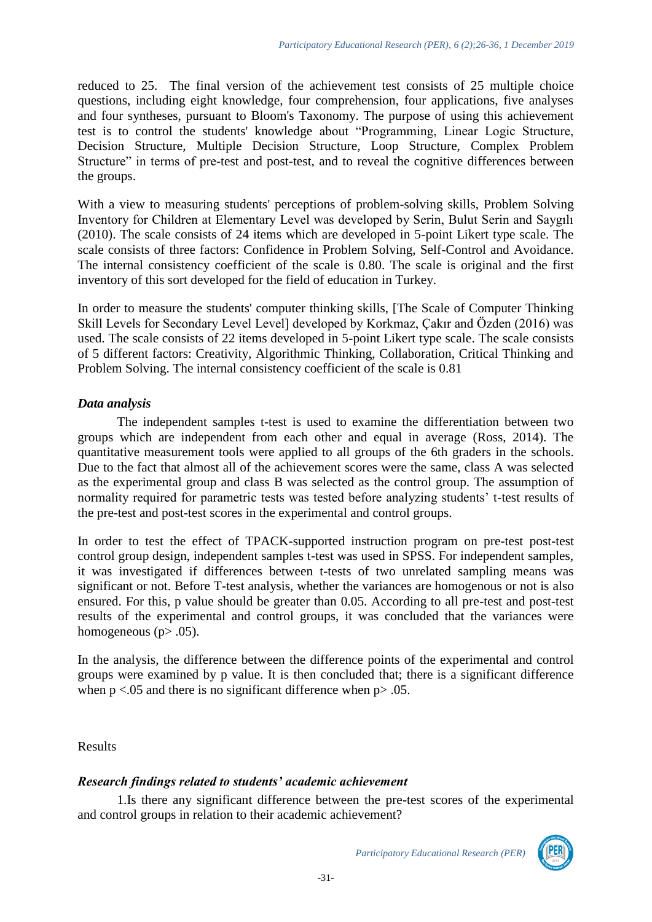reduced to 25. The final version of the achievement test consists of 25 multiple choice questions, including eight knowledge, four comprehension, four applications, five analyses and four syntheses, pursuant to Bloom's Taxonomy. The purpose of using this achievement test is to control the students' knowledge about "Programming, Linear Logic Structure, Decision Structure, Multiple Decision Structure, Loop Structure, Complex Problem Structure" in terms of pre-test and post-test, and to reveal the cognitive differences between the groups.

With a view to measuring students' perceptions of problem-solving skills, Problem Solving Inventory for Children at Elementary Level was developed by Serin, Bulut Serin and Saygılı (2010). The scale consists of 24 items which are developed in 5-point Likert type scale. The scale consists of three factors: Confidence in Problem Solving, Self-Control and Avoidance. The internal consistency coefficient of the scale is 0.80. The scale is original and the first inventory of this sort developed for the field of education in Turkey.

In order to measure the students' computer thinking skills, [The Scale of Computer Thinking Skill Levels for Secondary Level Level] developed by Korkmaz, Çakır and Özden (2016) was used. The scale consists of 22 items developed in 5-point Likert type scale. The scale consists of 5 different factors: Creativity, Algorithmic Thinking, Collaboration, Critical Thinking and Problem Solving. The internal consistency coefficient of the scale is 0.81

### *Data analysis*

The independent samples t-test is used to examine the differentiation between two groups which are independent from each other and equal in average (Ross, 2014). The quantitative measurement tools were applied to all groups of the 6th graders in the schools. Due to the fact that almost all of the achievement scores were the same, class A was selected as the experimental group and class B was selected as the control group. The assumption of normality required for parametric tests was tested before analyzing students' t-test results of the pre-test and post-test scores in the experimental and control groups.

In order to test the effect of TPACK-supported instruction program on pre-test post-test control group design, independent samples t-test was used in SPSS. For independent samples, it was investigated if differences between t-tests of two unrelated sampling means was significant or not. Before T-test analysis, whether the variances are homogenous or not is also ensured. For this, p value should be greater than 0.05. According to all pre-test and post-test results of the experimental and control groups, it was concluded that the variances were homogeneous ($p > .05$).

In the analysis, the difference between the difference points of the experimental and control groups were examined by p value. It is then concluded that; there is a significant difference when $p < .05$ and there is no significant difference when $p > .05$.

## Results

### *Research findings related to students' academic achievement*

1.Is there any significant difference between the pre-test scores of the experimental and control groups in relation to their academic achievement?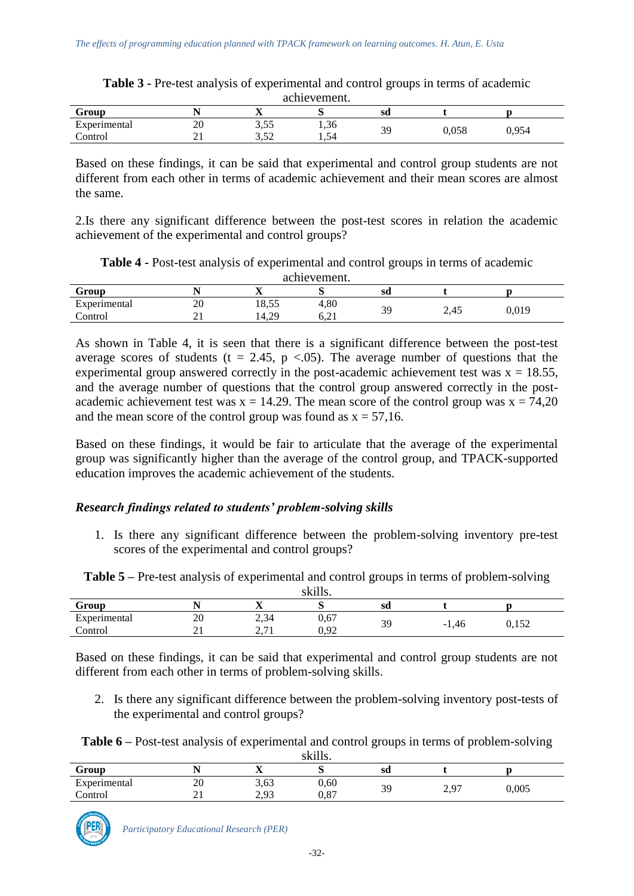**Table 3** - Pre-test analysis of experimental and control groups in terms of academic achievement.

| Group | N | X | S | sd | t | p |
|---|---|---|---|---|---|---|
| Experimental | 20 | 3,55 | 1,36 | 39 | 0,058 | 0,954 |
| Control | 21 | 3,52 | 1,54 | | | |

Based on these findings, it can be said that experimental and control group students are not different from each other in terms of academic achievement and their mean scores are almost the same.

2.Is there any significant difference between the post-test scores in relation the academic achievement of the experimental and control groups?

**Table 4** - Post-test analysis of experimental and control groups in terms of academic achievement.

| Group | N | X | S | sd | t | p |
|---|---|---|---|---|---|---|
| Experimental | 20 | 18,55 | 4,80 | 39 | 2,45 | 0,019 |
| Control | 21 | 14,29 | 6,21 | | | |

As shown in Table 4, it is seen that there is a significant difference between the post-test average scores of students ($t = 2.45$, $p < .05$). The average number of questions that the experimental group answered correctly in the post-academic achievement test was $x = 18.55$, and the average number of questions that the control group answered correctly in the post-academic achievement test was $x = 14.29$. The mean score of the control group was $x = 74{,}20$ and the mean score of the control group was found as $x = 57{,}16$.

Based on these findings, it would be fair to articulate that the average of the experimental group was significantly higher than the average of the control group, and TPACK-supported education improves the academic achievement of the students.

### *Research findings related to students' problem-solving skills*

1. Is there any significant difference between the problem-solving inventory pre-test scores of the experimental and control groups?

**Table 5** – Pre-test analysis of experimental and control groups in terms of problem-solving skills.

| Group | N | X | S | sd | t | p |
|---|---|---|---|---|---|---|
| Experimental | 20 | 2,34 | 0,67 | 39 | -1,46 | 0,152 |
| Control | 21 | 2,71 | 0,92 | | | |

Based on these findings, it can be said that experimental and control group students are not different from each other in terms of problem-solving skills.

2. Is there any significant difference between the problem-solving inventory post-tests of the experimental and control groups?

**Table 6** – Post-test analysis of experimental and control groups in terms of problem-solving skills.

| Group | N | X | S | sd | t | p |
|---|---|---|---|---|---|---|
| Experimental | 20 | 3,63 | 0,60 | 39 | 2,97 | 0,005 |
| Control | 21 | 2,93 | 0,87 | | | |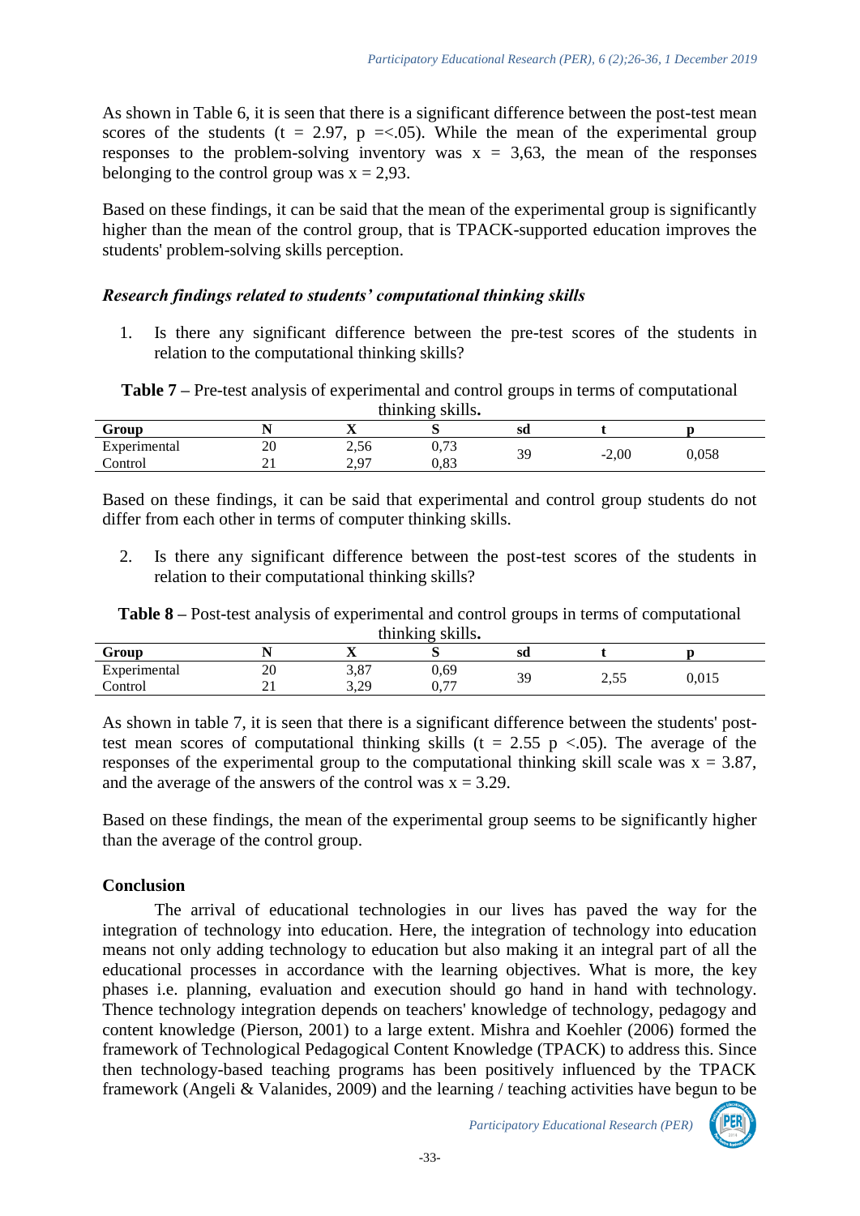As shown in Table 6, it is seen that there is a significant difference between the post-test mean scores of the students ($t = 2.97$, $p =<.05$). While the mean of the experimental group responses to the problem-solving inventory was $x = 3,63$, the mean of the responses belonging to the control group was $x = 2,93$.

Based on these findings, it can be said that the mean of the experimental group is significantly higher than the mean of the control group, that is TPACK-supported education improves the students' problem-solving skills perception.

### *Research findings related to students' computational thinking skills*

1. Is there any significant difference between the pre-test scores of the students in relation to the computational thinking skills?

**Table 7 –** Pre-test analysis of experimental and control groups in terms of computational thinking skills**.**

| Group | N | X | S | sd | t | p |
|---|---|---|---|---|---|---|
| Experimental | 20 | 2,56 | 0,73 | 39 | -2,00 | 0,058 |
| Control | 21 | 2,97 | 0,83 | | | |

Based on these findings, it can be said that experimental and control group students do not differ from each other in terms of computer thinking skills.

2. Is there any significant difference between the post-test scores of the students in relation to their computational thinking skills?

**Table 8 –** Post-test analysis of experimental and control groups in terms of computational thinking skills**.**

| Group | N | X | S | sd | t | p |
|---|---|---|---|---|---|---|
| Experimental | 20 | 3,87 | 0,69 | 39 | 2,55 | 0,015 |
| Control | 21 | 3,29 | 0,77 | | | |

As shown in table 7, it is seen that there is a significant difference between the students' post-test mean scores of computational thinking skills ($t = 2.55$ $p <.05$). The average of the responses of the experimental group to the computational thinking skill scale was $x = 3.87$, and the average of the answers of the control was $x = 3.29$.

Based on these findings, the mean of the experimental group seems to be significantly higher than the average of the control group.

## Conclusion

The arrival of educational technologies in our lives has paved the way for the integration of technology into education. Here, the integration of technology into education means not only adding technology to education but also making it an integral part of all the educational processes in accordance with the learning objectives. What is more, the key phases i.e. planning, evaluation and execution should go hand in hand with technology. Thence technology integration depends on teachers' knowledge of technology, pedagogy and content knowledge (Pierson, 2001) to a large extent. Mishra and Koehler (2006) formed the framework of Technological Pedagogical Content Knowledge (TPACK) to address this. Since then technology-based teaching programs has been positively influenced by the TPACK framework (Angeli & Valanides, 2009) and the learning / teaching activities have begun to be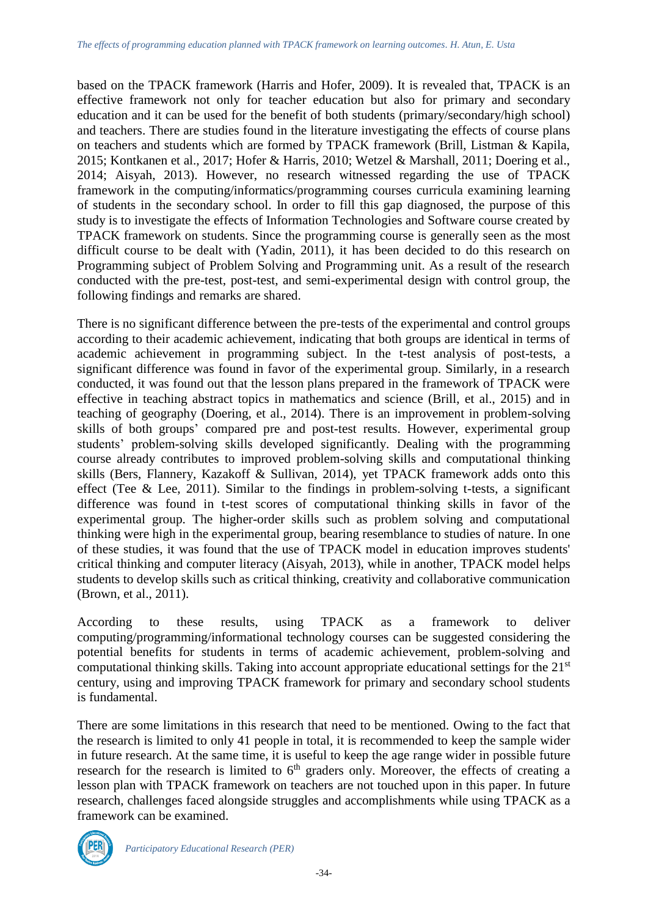based on the TPACK framework (Harris and Hofer, 2009). It is revealed that, TPACK is an effective framework not only for teacher education but also for primary and secondary education and it can be used for the benefit of both students (primary/secondary/high school) and teachers. There are studies found in the literature investigating the effects of course plans on teachers and students which are formed by TPACK framework (Brill, Listman & Kapila, 2015; Kontkanen et al., 2017; Hofer & Harris, 2010; Wetzel & Marshall, 2011; Doering et al., 2014; Aisyah, 2013). However, no research witnessed regarding the use of TPACK framework in the computing/informatics/programming courses curricula examining learning of students in the secondary school. In order to fill this gap diagnosed, the purpose of this study is to investigate the effects of Information Technologies and Software course created by TPACK framework on students. Since the programming course is generally seen as the most difficult course to be dealt with (Yadin, 2011), it has been decided to do this research on Programming subject of Problem Solving and Programming unit. As a result of the research conducted with the pre-test, post-test, and semi-experimental design with control group, the following findings and remarks are shared.

There is no significant difference between the pre-tests of the experimental and control groups according to their academic achievement, indicating that both groups are identical in terms of academic achievement in programming subject. In the t-test analysis of post-tests, a significant difference was found in favor of the experimental group. Similarly, in a research conducted, it was found out that the lesson plans prepared in the framework of TPACK were effective in teaching abstract topics in mathematics and science (Brill, et al., 2015) and in teaching of geography (Doering, et al., 2014). There is an improvement in problem-solving skills of both groups' compared pre and post-test results. However, experimental group students' problem-solving skills developed significantly. Dealing with the programming course already contributes to improved problem-solving skills and computational thinking skills (Bers, Flannery, Kazakoff & Sullivan, 2014), yet TPACK framework adds onto this effect (Tee & Lee, 2011). Similar to the findings in problem-solving t-tests, a significant difference was found in t-test scores of computational thinking skills in favor of the experimental group. The higher-order skills such as problem solving and computational thinking were high in the experimental group, bearing resemblance to studies of nature. In one of these studies, it was found that the use of TPACK model in education improves students' critical thinking and computer literacy (Aisyah, 2013), while in another, TPACK model helps students to develop skills such as critical thinking, creativity and collaborative communication (Brown, et al., 2011).

According to these results, using TPACK as a framework to deliver computing/programming/informational technology courses can be suggested considering the potential benefits for students in terms of academic achievement, problem-solving and computational thinking skills. Taking into account appropriate educational settings for the 21st century, using and improving TPACK framework for primary and secondary school students is fundamental.

There are some limitations in this research that need to be mentioned. Owing to the fact that the research is limited to only 41 people in total, it is recommended to keep the sample wider in future research. At the same time, it is useful to keep the age range wider in possible future research for the research is limited to 6th graders only. Moreover, the effects of creating a lesson plan with TPACK framework on teachers are not touched upon in this paper. In future research, challenges faced alongside struggles and accomplishments while using TPACK as a framework can be examined.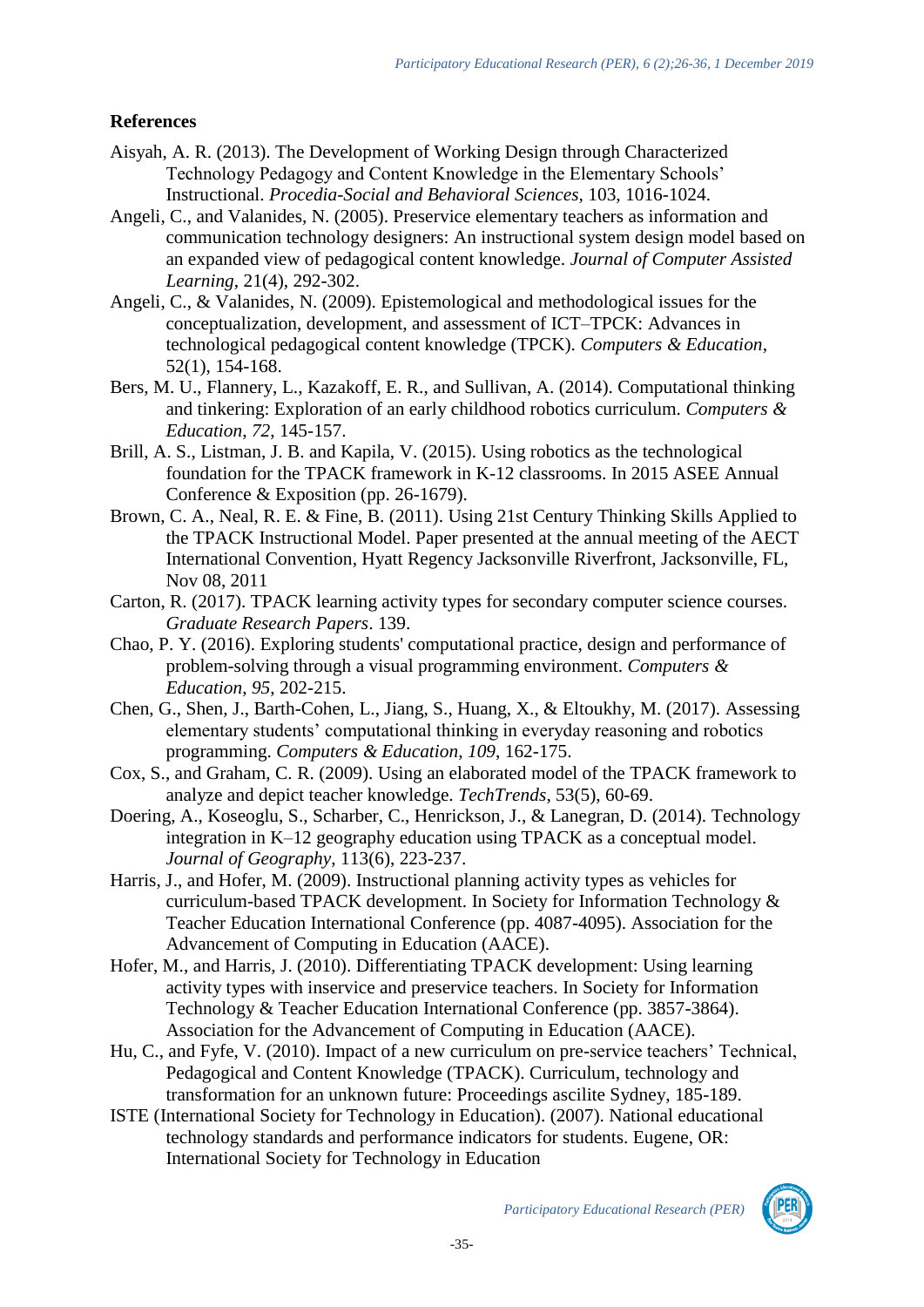## References

Aisyah, A. R. (2013). The Development of Working Design through Characterized Technology Pedagogy and Content Knowledge in the Elementary Schools' Instructional. *Procedia-Social and Behavioral Sciences,* 103, 1016-1024.

Angeli, C., and Valanides, N. (2005). Preservice elementary teachers as information and communication technology designers: An instructional system design model based on an expanded view of pedagogical content knowledge. *Journal of Computer Assisted Learning*, 21(4), 292-302.

Angeli, C., & Valanides, N. (2009). Epistemological and methodological issues for the conceptualization, development, and assessment of ICT–TPCK: Advances in technological pedagogical content knowledge (TPCK). *Computers & Education*, 52(1), 154-168.

Bers, M. U., Flannery, L., Kazakoff, E. R., and Sullivan, A. (2014). Computational thinking and tinkering: Exploration of an early childhood robotics curriculum. *Computers & Education*, *72*, 145-157.

Brill, A. S., Listman, J. B. and Kapila, V. (2015). Using robotics as the technological foundation for the TPACK framework in K-12 classrooms. In 2015 ASEE Annual Conference & Exposition (pp. 26-1679).

Brown, C. A., Neal, R. E. & Fine, B. (2011). Using 21st Century Thinking Skills Applied to the TPACK Instructional Model. Paper presented at the annual meeting of the AECT International Convention, Hyatt Regency Jacksonville Riverfront, Jacksonville, FL, Nov 08, 2011

Carton, R. (2017). TPACK learning activity types for secondary computer science courses. *Graduate Research Papers*. 139.

Chao, P. Y. (2016). Exploring students' computational practice, design and performance of problem-solving through a visual programming environment. *Computers & Education*, *95*, 202-215.

Chen, G., Shen, J., Barth-Cohen, L., Jiang, S., Huang, X., & Eltoukhy, M. (2017). Assessing elementary students' computational thinking in everyday reasoning and robotics programming. *Computers & Education*, *109*, 162-175.

Cox, S., and Graham, C. R. (2009). Using an elaborated model of the TPACK framework to analyze and depict teacher knowledge. *TechTrends*, 53(5), 60-69.

Doering, A., Koseoglu, S., Scharber, C., Henrickson, J., & Lanegran, D. (2014). Technology integration in K–12 geography education using TPACK as a conceptual model. *Journal of Geography*, 113(6), 223-237.

Harris, J., and Hofer, M. (2009). Instructional planning activity types as vehicles for curriculum-based TPACK development. In Society for Information Technology & Teacher Education International Conference (pp. 4087-4095). Association for the Advancement of Computing in Education (AACE).

Hofer, M., and Harris, J. (2010). Differentiating TPACK development: Using learning activity types with inservice and preservice teachers. In Society for Information Technology & Teacher Education International Conference (pp. 3857-3864). Association for the Advancement of Computing in Education (AACE).

Hu, C., and Fyfe, V. (2010). Impact of a new curriculum on pre-service teachers' Technical, Pedagogical and Content Knowledge (TPACK). Curriculum, technology and transformation for an unknown future: Proceedings ascilite Sydney, 185-189.

ISTE (International Society for Technology in Education). (2007). National educational technology standards and performance indicators for students. Eugene, OR: International Society for Technology in Education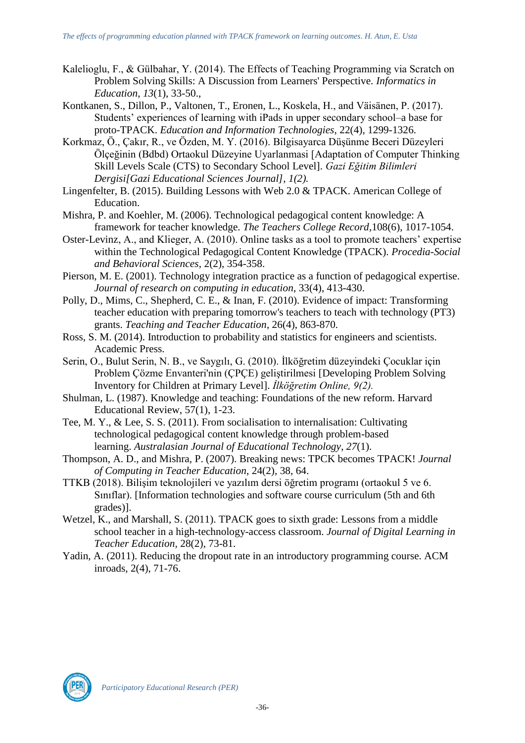Kalelioglu, F., & Gülbahar, Y. (2014). The Effects of Teaching Programming via Scratch on Problem Solving Skills: A Discussion from Learners' Perspective. *Informatics in Education*, *13*(1), 33-50.,

Kontkanen, S., Dillon, P., Valtonen, T., Eronen, L., Koskela, H., and Väisänen, P. (2017). Students' experiences of learning with iPads in upper secondary school–a base for proto-TPACK. *Education and Information Technologies*, 22(4), 1299-1326.

Korkmaz, Ö., Çakır, R., ve Özden, M. Y. (2016). Bilgisayarca Düşünme Beceri Düzeyleri Ölçeğinin (Bdbd) Ortaokul Düzeyine Uyarlanmasi [Adaptation of Computer Thinking Skill Levels Scale (CTS) to Secondary School Level]. *Gazi Eğitim Bilimleri Dergisi[Gazi Educational Sciences Journal], 1(2).*

Lingenfelter, B. (2015). Building Lessons with Web 2.0 & TPACK. American College of Education.

Mishra, P. and Koehler, M. (2006). Technological pedagogical content knowledge: A framework for teacher knowledge. *The Teachers College Record*,108(6), 1017-1054.

Oster-Levinz, A., and Klieger, A. (2010). Online tasks as a tool to promote teachers' expertise within the Technological Pedagogical Content Knowledge (TPACK). *Procedia-Social and Behavioral Sciences*, 2(2), 354-358.

Pierson, M. E. (2001). Technology integration practice as a function of pedagogical expertise. *Journal of research on computing in education*, 33(4), 413-430.

Polly, D., Mims, C., Shepherd, C. E., & Inan, F. (2010). Evidence of impact: Transforming teacher education with preparing tomorrow's teachers to teach with technology (PT3) grants. *Teaching and Teacher Education*, 26(4), 863-870.

Ross, S. M. (2014). Introduction to probability and statistics for engineers and scientists. Academic Press.

Serin, O., Bulut Serin, N. B., ve Saygılı, G. (2010). İlköğretim düzeyindeki Çocuklar için Problem Çözme Envanteri'nin (ÇPÇE) geliştirilmesi [Developing Problem Solving Inventory for Children at Primary Level]. *İlköğretim Online, 9(2).*

Shulman, L. (1987). Knowledge and teaching: Foundations of the new reform. Harvard Educational Review, 57(1), 1-23.

Tee, M. Y., & Lee, S. S. (2011). From socialisation to internalisation: Cultivating technological pedagogical content knowledge through problem-based learning. *Australasian Journal of Educational Technology*, *27*(1).

Thompson, A. D., and Mishra, P. (2007). Breaking news: TPCK becomes TPACK! *Journal of Computing in Teacher Education*, 24(2), 38, 64.

TTKB (2018). Bilişim teknolojileri ve yazılım dersi öğretim programı (ortaokul 5 ve 6. Sınıflar). [Information technologies and software course curriculum (5th and 6th grades)].

Wetzel, K., and Marshall, S. (2011). TPACK goes to sixth grade: Lessons from a middle school teacher in a high-technology-access classroom. *Journal of Digital Learning in Teacher Education*, 28(2), 73-81.

Yadin, A. (2011). Reducing the dropout rate in an introductory programming course. ACM inroads, 2(4), 71-76.